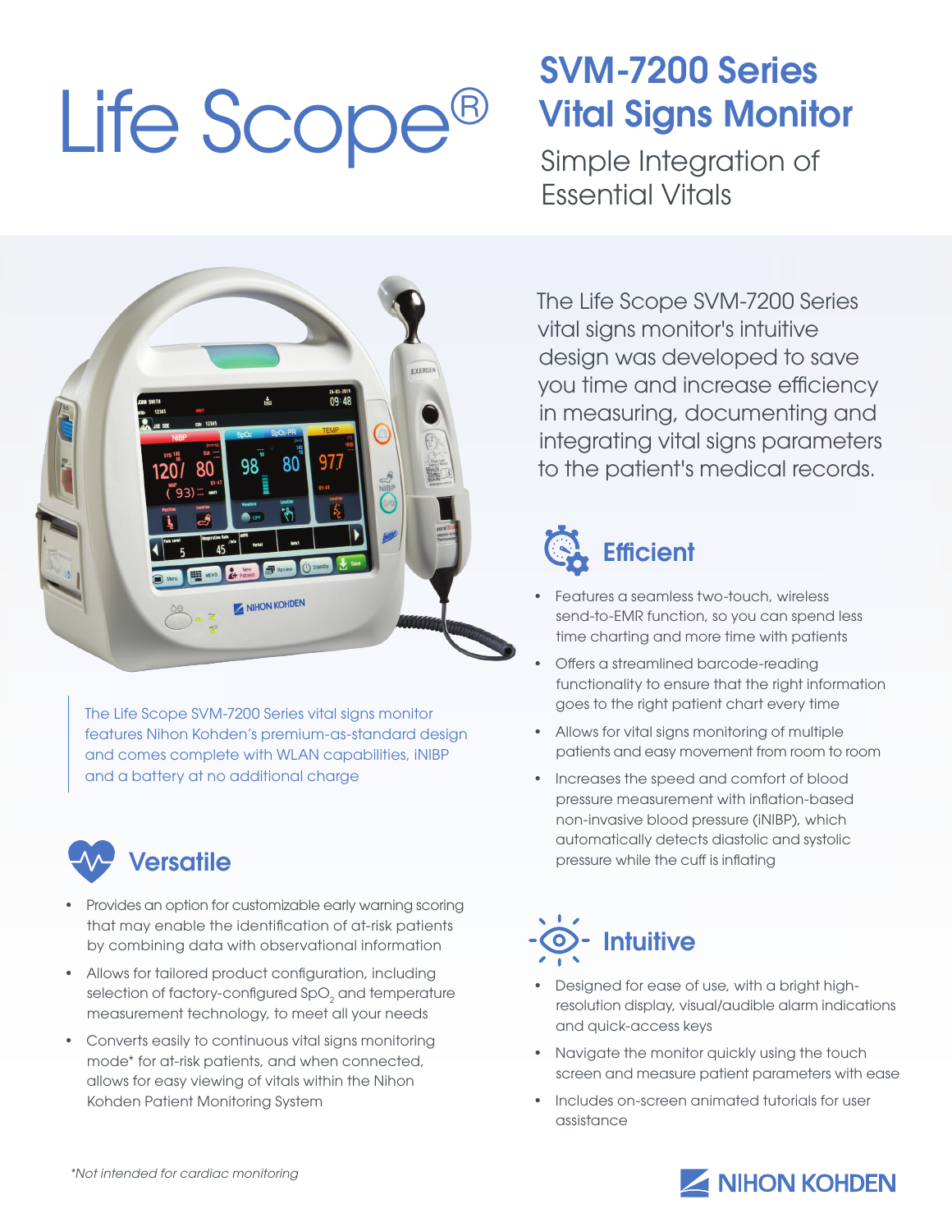# Life Scope®

## SVM-7200 Series Vital Signs Monitor

Simple Integration of Essential Vitals

The Life Scope SVM-7200 Series vital signs monitor's intuitive design was developed to save you time and increase efficiency in measuring, documenting and integrating vital signs parameters to the patient's medical records.

The Life Scope SVM-7200 Series vital signs monitor features Nihon Kohden's premium-as-standard design and comes complete with WLAN capabilities, iNIBP and a battery at no additional charge

### Efficient

- Features a seamless two-touch, wireless send-to-EMR function, so you can spend less time charting and more time with patients
- Offers a streamlined barcode-reading functionality to ensure that the right information goes to the right patient chart every time
- Allows for vital signs monitoring of multiple patients and easy movement from room to room
- Increases the speed and comfort of blood pressure measurement with inflation-based non-invasive blood pressure (iNIBP), which automatically detects diastolic and systolic pressure while the cuff is inflating

### Versatile

- Provides an option for customizable early warning scoring that may enable the identification of at-risk patients by combining data with observational information
- Allows for tailored product configuration, including selection of factory-configured $SpO_2$ and temperature measurement technology, to meet all your needs
- Converts easily to continuous vital signs monitoring mode* for at-risk patients, and when connected, allows for easy viewing of vitals within the Nihon Kohden Patient Monitoring System

### Intuitive

- Designed for ease of use, with a bright high-resolution display, visual/audible alarm indications and quick-access keys
- Navigate the monitor quickly using the touch screen and measure patient parameters with ease
- Includes on-screen animated tutorials for user assistance

*\*Not intended for cardiac monitoring*

NIHON KOHDEN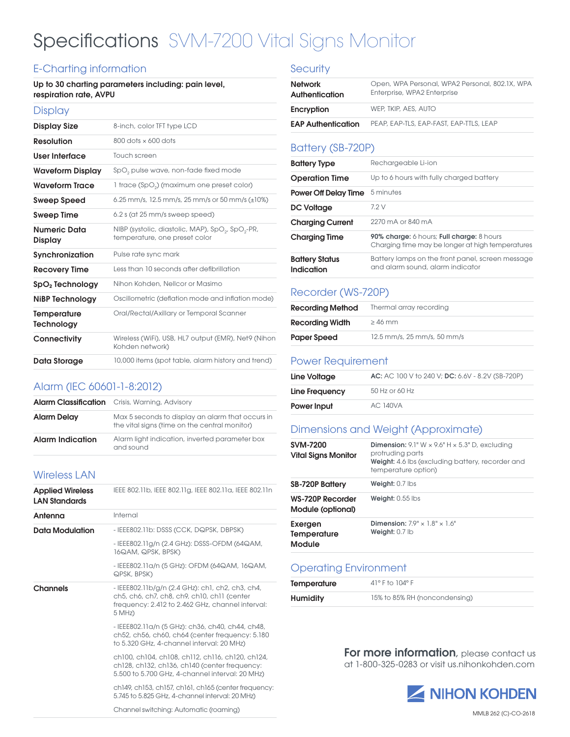# Specifications SVM-7200 Vital Signs Monitor

## E-Charting information

**Up to 30 charting parameters including: pain level, respiration rate, AVPU**

## Display

| | |
|---|---|
| **Display Size** | 8-inch, color TFT type LCD |
| **Resolution** | 800 dots × 600 dots |
| **User Interface** | Touch screen |
| **Waveform Display** | $SpO_2$ pulse wave, non-fade fixed mode |
| **Waveform Trace** | 1 trace ($SpO_2$) (maximum one preset color) |
| **Sweep Speed** | 6.25 mm/s, 12.5 mm/s, 25 mm/s or 50 mm/s (±10%) |
| **Sweep Time** | 6.2 s (at 25 mm/s sweep speed) |
| **Numeric Data Display** | NIBP (systolic, diastolic, MAP), $SpO_2$, $SpO_2$-PR, temperature, one preset color |
| **Synchronization** | Pulse rate sync mark |
| **Recovery Time** | Less than 10 seconds after defibrillation |
| **$SpO_2$ Technology** | Nihon Kohden, Nellcor or Masimo |
| **NiBP Technology** | Oscillometric (deflation mode and inflation mode) |
| **Temperature Technology** | Oral/Rectal/Axillary or Temporal Scanner |
| **Connectivity** | Wireless (WiFi), USB, HL7 output (EMR), Net9 (Nihon Kohden network) |
| **Data Storage** | 10,000 items (spot table, alarm history and trend) |

## Alarm (IEC 60601-1-8:2012)

| | |
|---|---|
| **Alarm Classification** | Crisis, Warning, Advisory |
| **Alarm Delay** | Max 5 seconds to display an alarm that occurs in the vital signs (time on the central monitor) |
| **Alarm Indication** | Alarm light indication, inverted parameter box and sound |

## Wireless LAN

| | |
|---|---|
| **Applied Wireless LAN Standards** | IEEE 802.11b, IEEE 802.11g, IEEE 802.11a, IEEE 802.11n |
| **Antenna** | Internal |
| **Data Modulation** | - IEEE802.11b: DSSS (CCK, DQPSK, DBPSK)<br>- IEEE802.11g/n (2.4 GHz): DSSS-OFDM (64QAM, 16QAM, QPSK, BPSK)<br>- IEEE802.11a/n (5 GHz): OFDM (64QAM, 16QAM, QPSK, BPSK) |
| **Channels** | - IEEE802.11b/g/n (2.4 GHz): ch1, ch2, ch3, ch4, ch5, ch6, ch7, ch8, ch9, ch10, ch11 (center frequency: 2.412 to 2.462 GHz, channel interval: 5 MHz)<br>- IEEE802.11a/n (5 GHz): ch36, ch40, ch44, ch48, ch52, ch56, ch60, ch64 (center frequency: 5.180 to 5.320 GHz, 4-channel interval: 20 MHz)<br>ch100, ch104, ch108, ch112, ch116, ch120, ch124, ch128, ch132, ch136, ch140 (center frequency: 5.500 to 5.700 GHz, 4-channel interval: 20 MHz)<br>ch149, ch153, ch157, ch161, ch165 (center frequency: 5.745 to 5.825 GHz, 4-channel interval: 20 MHz)<br>Channel switching: Automatic (roaming) |

## Security

| | |
|---|---|
| **Network Authentication** | Open, WPA Personal, WPA2 Personal, 802.1X, WPA Enterprise, WPA2 Enterprise |
| **Encryption** | WEP, TKIP, AES, AUTO |
| **EAP Authentication** | PEAP, EAP-TLS, EAP-FAST, EAP-TTLS, LEAP |

## Battery (SB-720P)

| | |
|---|---|
| **Battery Type** | Rechargeable Li-ion |
| **Operation Time** | Up to 6 hours with fully charged battery |
| **Power Off Delay Time** | 5 minutes |
| **DC Voltage** | 7.2 V |
| **Charging Current** | 2270 mA or 840 mA |
| **Charging Time** | **90% charge:** 6 hours; **Full charge:** 8 hours<br>Charging time may be longer at high temperatures |
| **Battery Status Indication** | Battery lamps on the front panel, screen message and alarm sound, alarm indicator |

## Recorder (WS-720P)

| | |
|---|---|
| **Recording Method** | Thermal array recording |
| **Recording Width** | ≥ 46 mm |
| **Paper Speed** | 12.5 mm/s, 25 mm/s, 50 mm/s |

## Power Requirement

| | |
|---|---|
| **Line Voltage** | **AC:** AC 100 V to 240 V; **DC:** 6.6V - 8.2V (SB-720P) |
| **Line Frequency** | 50 Hz or 60 Hz |
| **Power Input** | AC 140VA |

## Dimensions and Weight (Approximate)

| | |
|---|---|
| **SVM-7200 Vital Signs Monitor** | **Dimension:** 9.1" W × 9.6" H × 5.3" D, excluding protruding parts<br>**Weight:** 4.6 lbs (excluding battery, recorder and temperature option) |
| **SB-720P Battery** | **Weight:** 0.7 lbs |
| **WS-720P Recorder Module (optional)** | **Weight:** 0.55 lbs |
| **Exergen Temperature Module** | **Dimension:** 7.9" × 1.8" × 1.6"<br>**Weight:** 0.7 lb |

## Operating Environment

| | |
|---|---|
| **Temperature** | 41° F to 104° F |
| **Humidity** | 15% to 85% RH (noncondensing) |

**For more information,** please contact us at 1-800-325-0283 or visit us.nihonkohden.com

NIHON KOHDEN

MMLB 262 (C)-CO-2618